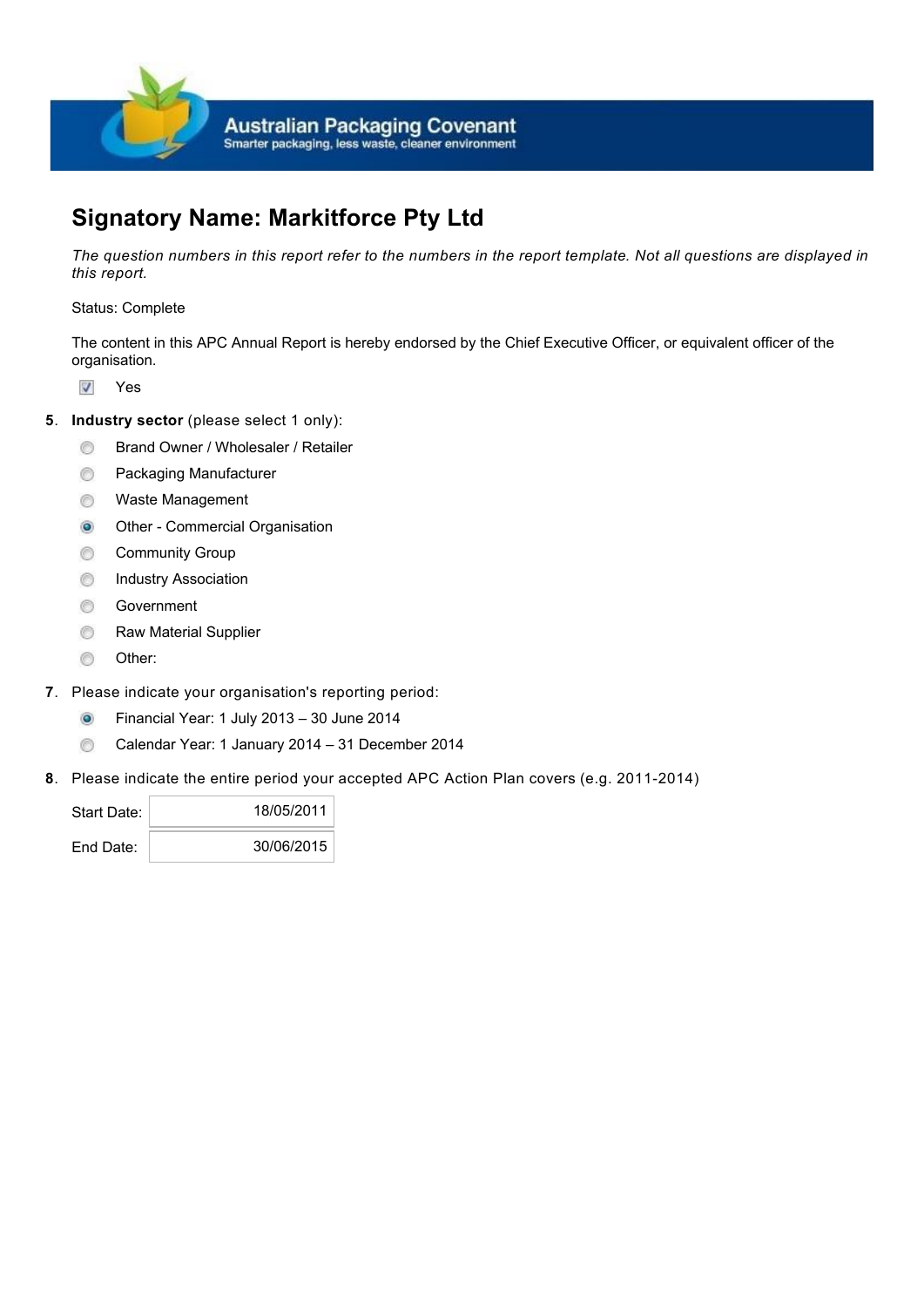# Signatory Name: Markitforce Pty Ltd

*The question numbers in this report refer to the numbers in the report template. Not all questions are displayed in this report.*

Status: Complete

The content in this APC Annual Report is hereby endorsed by the Chief Executive Officer, or equivalent officer of the organisation.

- [x] Yes

5. **Industry sector** (please select 1 only):
   - ○ Brand Owner / Wholesaler / Retailer
   - ○ Packaging Manufacturer
   - ○ Waste Management
   - ● Other - Commercial Organisation
   - ○ Community Group
   - ○ Industry Association
   - ○ Government
   - ○ Raw Material Supplier
   - ○ Other:

7. Please indicate your organisation's reporting period:
   - ● Financial Year: 1 July 2013 – 30 June 2014
   - ○ Calendar Year: 1 January 2014 – 31 December 2014

8. Please indicate the entire period your accepted APC Action Plan covers (e.g. 2011-2014)

   Start Date: 18/05/2011

   End Date: 30/06/2015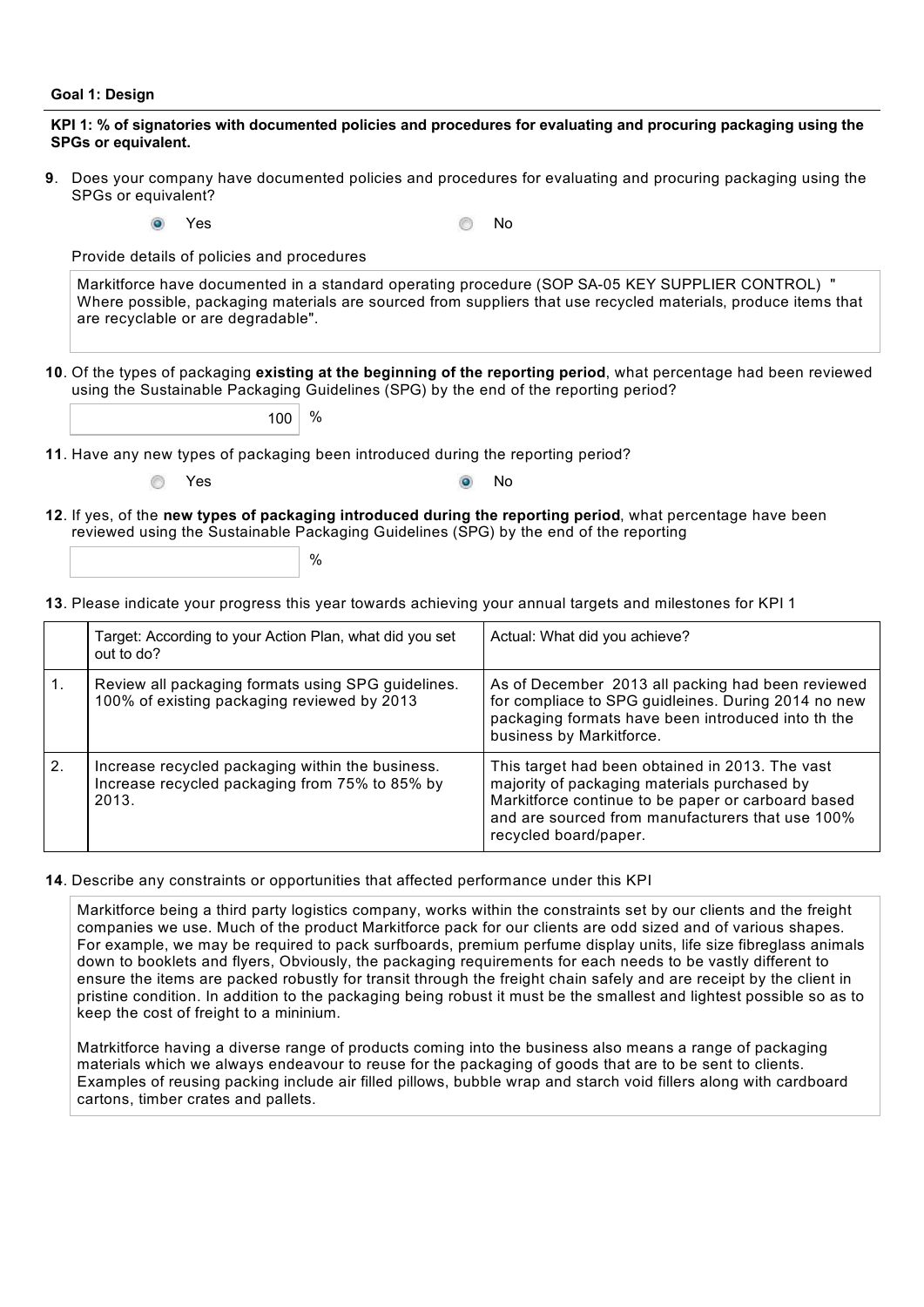**Goal 1: Design**

**KPI 1: % of signatories with documented policies and procedures for evaluating and procuring packaging using the SPGs or equivalent.**

**9**. Does your company have documented policies and procedures for evaluating and procuring packaging using the SPGs or equivalent?

- (●) Yes
- ( ) No

Provide details of policies and procedures

> Markitforce have documented in a standard operating procedure (SOP SA-05 KEY SUPPLIER CONTROL) " Where possible, packaging materials are sourced from suppliers that use recycled materials, produce items that are recyclable or are degradable".

**10**. Of the types of packaging **existing at the beginning of the reporting period**, what percentage had been reviewed using the Sustainable Packaging Guidelines (SPG) by the end of the reporting period?

100 %

**11**. Have any new types of packaging been introduced during the reporting period?

- ( ) Yes
- (●) No

**12**. If yes, of the **new types of packaging introduced during the reporting period**, what percentage have been reviewed using the Sustainable Packaging Guidelines (SPG) by the end of the reporting

%

**13**. Please indicate your progress this year towards achieving your annual targets and milestones for KPI 1

| | Target: According to your Action Plan, what did you set out to do? | Actual: What did you achieve? |
|---|---|---|
| 1. | Review all packaging formats using SPG guidelines. 100% of existing packaging reviewed by 2013 | As of December 2013 all packing had been reviewed for compliace to SPG guidleines. During 2014 no new packaging formats have been introduced into th the business by Markitforce. |
| 2. | Increase recycled packaging within the business. Increase recycled packaging from 75% to 85% by 2013. | This target had been obtained in 2013. The vast majority of packaging materials purchased by Markitforce continue to be paper or carboard based and are sourced from manufacturers that use 100% recycled board/paper. |

**14**. Describe any constraints or opportunities that affected performance under this KPI

> Markitforce being a third party logistics company, works within the constraints set by our clients and the freight companies we use. Much of the product Markitforce pack for our clients are odd sized and of various shapes. For example, we may be required to pack surfboards, premium perfume display units, life size fibreglass animals down to booklets and flyers, Obviously, the packaging requirements for each needs to be vastly different to ensure the items are packed robustly for transit through the freight chain safely and are receipt by the client in pristine condition. In addition to the packaging being robust it must be the smallest and lightest possible so as to keep the cost of freight to a mininium.
>
> Matrkitforce having a diverse range of products coming into the business also means a range of packaging materials which we always endeavour to reuse for the packaging of goods that are to be sent to clients. Examples of reusing packing include air filled pillows, bubble wrap and starch void fillers along with cardboard cartons, timber crates and pallets.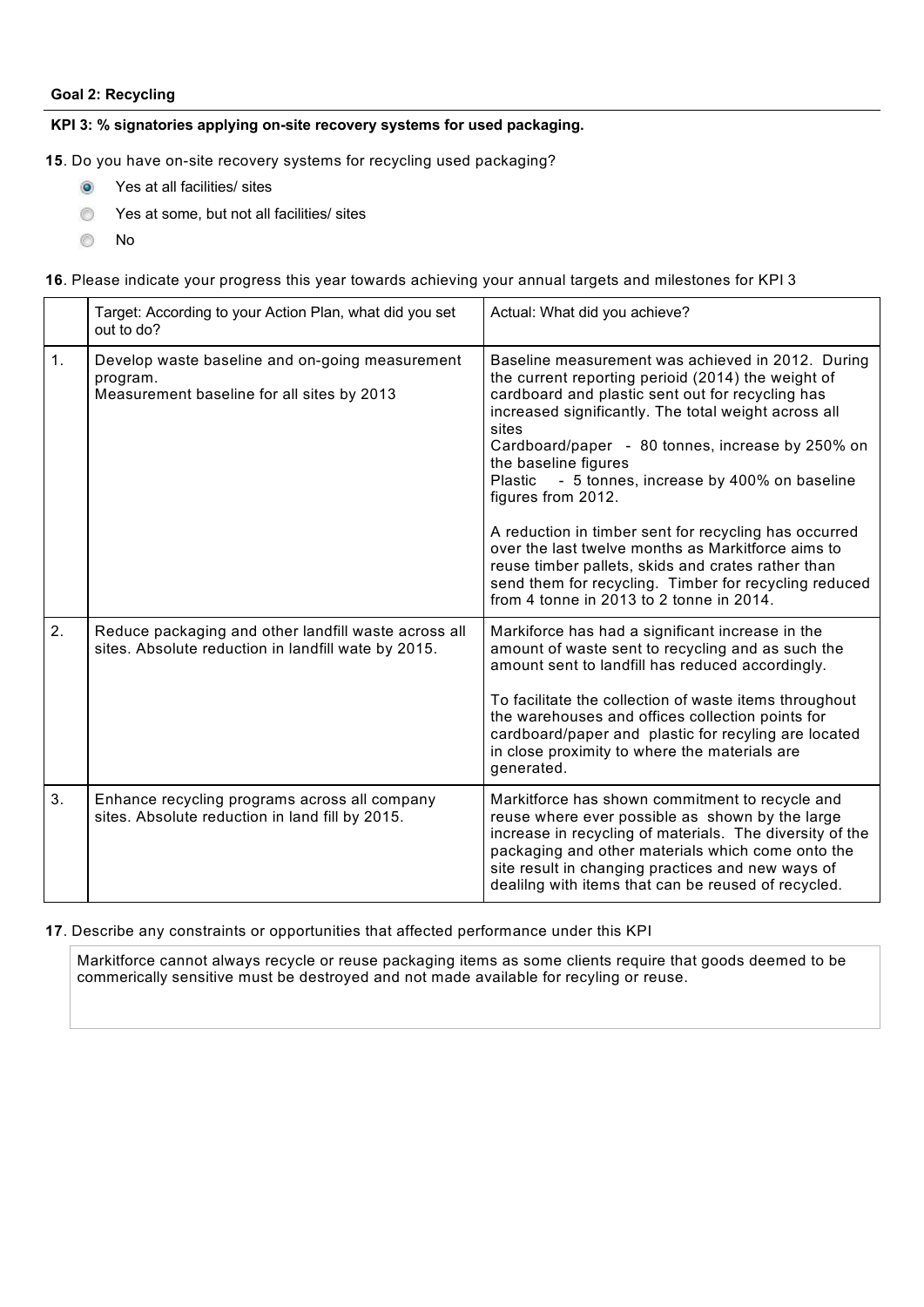**Goal 2: Recycling**

**KPI 3: % signatories applying on-site recovery systems for used packaging.**

**15**. Do you have on-site recovery systems for recycling used packaging?

- (●) Yes at all facilities/ sites
- ( ) Yes at some, but not all facilities/ sites
- ( ) No

**16**. Please indicate your progress this year towards achieving your annual targets and milestones for KPI 3

| | Target: According to your Action Plan, what did you set out to do? | Actual: What did you achieve? |
|---|---|---|
| 1. | Develop waste baseline and on-going measurement program.<br>Measurement baseline for all sites by 2013 | Baseline measurement was achieved in 2012. During the current reporting perioid (2014) the weight of cardboard and plastic sent out for recycling has increased significantly. The total weight across all sites<br>Cardboard/paper - 80 tonnes, increase by 250% on the baseline figures<br>Plastic - 5 tonnes, increase by 400% on baseline figures from 2012.<br><br>A reduction in timber sent for recycling has occurred over the last twelve months as Markitforce aims to reuse timber pallets, skids and crates rather than send them for recycling. Timber for recycling reduced from 4 tonne in 2013 to 2 tonne in 2014. |
| 2. | Reduce packaging and other landfill waste across all sites. Absolute reduction in landfill wate by 2015. | Markiforce has had a significant increase in the amount of waste sent to recycling and as such the amount sent to landfill has reduced accordingly.<br><br>To facilitate the collection of waste items throughout the warehouses and offices collection points for cardboard/paper and plastic for recyling are located in close proximity to where the materials are generated. |
| 3. | Enhance recycling programs across all company sites. Absolute reduction in land fill by 2015. | Markitforce has shown commitment to recycle and reuse where ever possible as shown by the large increase in recycling of materials. The diversity of the packaging and other materials which come onto the site result in changing practices and new ways of dealilng with items that can be reused of recycled. |

**17**. Describe any constraints or opportunities that affected performance under this KPI

Markitforce cannot always recycle or reuse packaging items as some clients require that goods deemed to be commerically sensitive must be destroyed and not made available for recyling or reuse.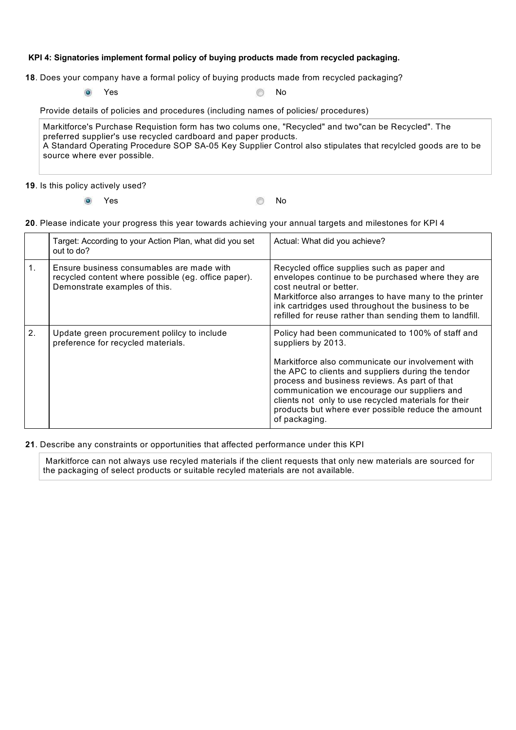**KPI 4: Signatories implement formal policy of buying products made from recycled packaging.**

**18**. Does your company have a formal policy of buying products made from recycled packaging?

- [x] Yes
- [ ] No

Provide details of policies and procedures (including names of policies/ procedures)

> Markitforce's Purchase Requistion form has two colums one, "Recycled" and two"can be Recycled". The preferred supplier's use recycled cardboard and paper products.
> A Standard Operating Procedure SOP SA-05 Key Supplier Control also stipulates that recylcled goods are to be source where ever possible.

**19**. Is this policy actively used?

- [x] Yes
- [ ] No

**20**. Please indicate your progress this year towards achieving your annual targets and milestones for KPI 4

| | Target: According to your Action Plan, what did you set out to do? | Actual: What did you achieve? |
|---|---|---|
| 1. | Ensure business consumables are made with recycled content where possible (eg. office paper). Demonstrate examples of this. | Recycled office supplies such as paper and envelopes continue to be purchased where they are cost neutral or better.<br>Markitforce also arranges to have many to the printer ink cartridges used throughout the business to be refilled for reuse rather than sending them to landfill. |
| 2. | Update green procurement polilcy to include preference for recycled materials. | Policy had been communicated to 100% of staff and suppliers by 2013.<br><br>Markitforce also communicate our involvement with the APC to clients and suppliers during the tendor process and business reviews. As part of that communication we encourage our suppliers and clients not only to use recycled materials for their products but where ever possible reduce the amount of packaging. |

**21**. Describe any constraints or opportunities that affected performance under this KPI

> Markitforce can not always use recyled materials if the client requests that only new materials are sourced for the packaging of select products or suitable recyled materials are not available.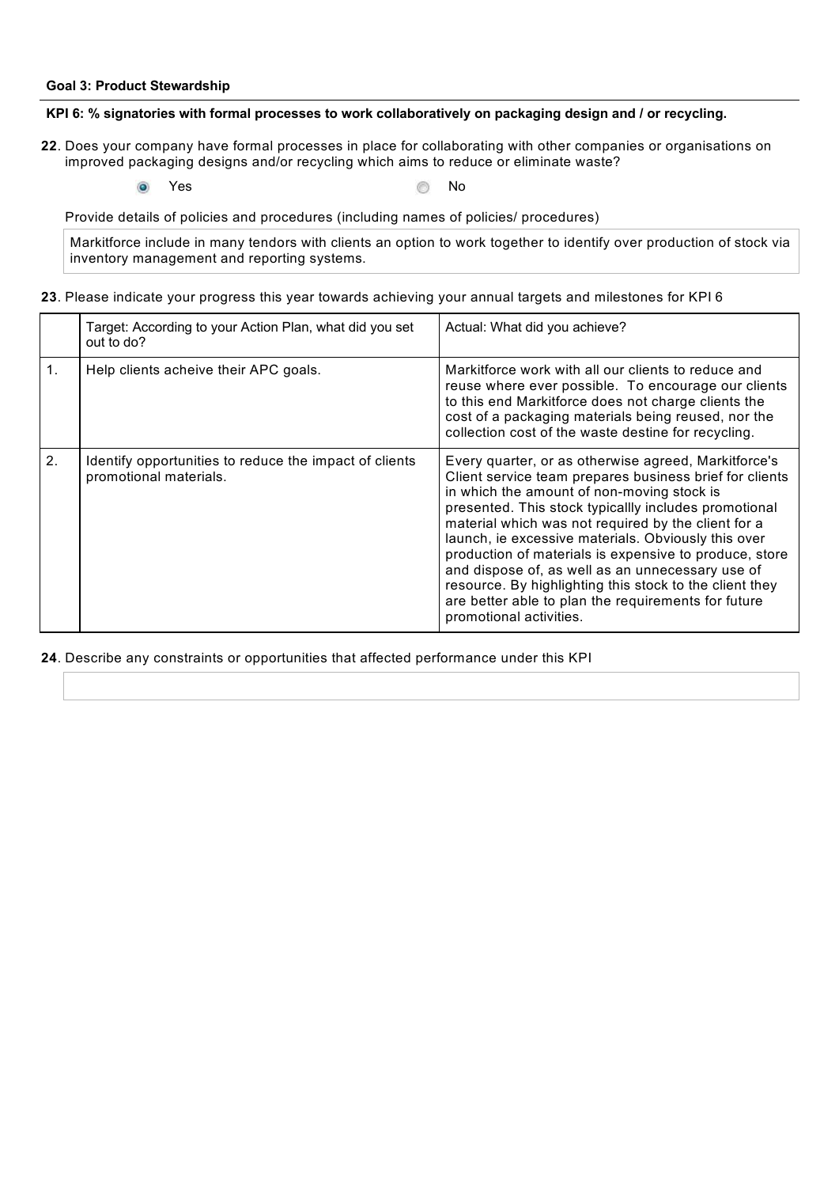**Goal 3: Product Stewardship**

**KPI 6: % signatories with formal processes to work collaboratively on packaging design and / or recycling.**

**22**. Does your company have formal processes in place for collaborating with other companies or organisations on improved packaging designs and/or recycling which aims to reduce or eliminate waste?

(•) Yes ( ) No

Provide details of policies and procedures (including names of policies/ procedures)

Markitforce include in many tendors with clients an option to work together to identify over production of stock via inventory management and reporting systems.

**23**. Please indicate your progress this year towards achieving your annual targets and milestones for KPI 6

| | Target: According to your Action Plan, what did you set out to do? | Actual: What did you achieve? |
|---|---|---|
| 1. | Help clients acheive their APC goals. | Markitforce work with all our clients to reduce and reuse where ever possible. To encourage our clients to this end Markitforce does not charge clients the cost of a packaging materials being reused, nor the collection cost of the waste destine for recycling. |
| 2. | Identify opportunities to reduce the impact of clients promotional materials. | Every quarter, or as otherwise agreed, Markitforce's Client service team prepares business brief for clients in which the amount of non-moving stock is presented. This stock typicallly includes promotional material which was not required by the client for a launch, ie excessive materials. Obviously this over production of materials is expensive to produce, store and dispose of, as well as an unnecessary use of resource. By highlighting this stock to the client they are better able to plan the requirements for future promotional activities. |

**24**. Describe any constraints or opportunities that affected performance under this KPI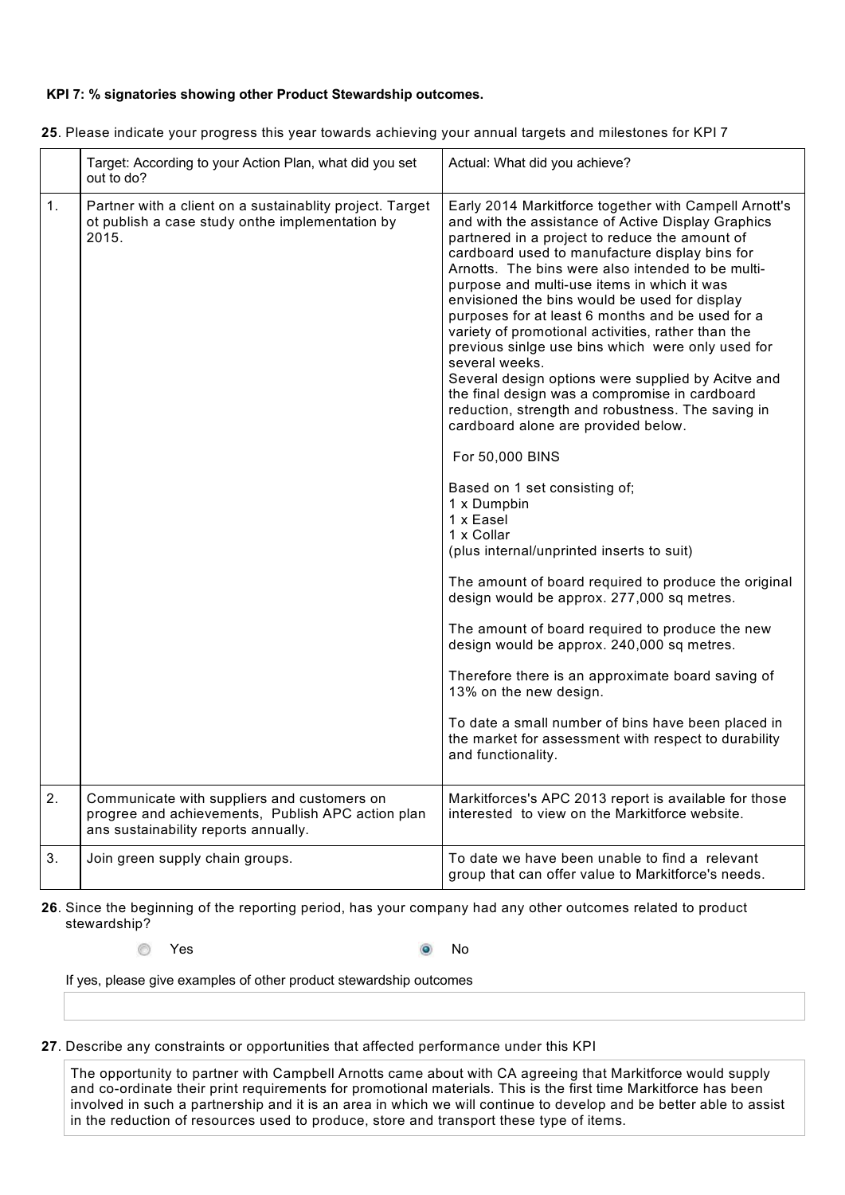**KPI 7: % signatories showing other Product Stewardship outcomes.**

**25**. Please indicate your progress this year towards achieving your annual targets and milestones for KPI 7

| | Target: According to your Action Plan, what did you set out to do? | Actual: What did you achieve? |
|---|---|---|
| 1. | Partner with a client on a sustainablity project. Target ot publish a case study onthe implementation by 2015. | Early 2014 Markitforce together with Campell Arnott's and with the assistance of Active Display Graphics partnered in a project to reduce the amount of cardboard used to manufacture display bins for Arnotts. The bins were also intended to be multi-purpose and multi-use items in which it was envisioned the bins would be used for display purposes for at least 6 months and be used for a variety of promotional activities, rather than the previous sinlge use bins which were only used for several weeks.<br>Several design options were supplied by Acitve and the final design was a compromise in cardboard reduction, strength and robustness. The saving in cardboard alone are provided below.<br><br>For 50,000 BINS<br><br>Based on 1 set consisting of;<br>1 x Dumpbin<br>1 x Easel<br>1 x Collar<br>(plus internal/unprinted inserts to suit)<br><br>The amount of board required to produce the original design would be approx. 277,000 sq metres.<br><br>The amount of board required to produce the new design would be approx. 240,000 sq metres.<br><br>Therefore there is an approximate board saving of 13% on the new design.<br><br>To date a small number of bins have been placed in the market for assessment with respect to durability and functionality. |
| 2. | Communicate with suppliers and customers on progree and achievements, Publish APC action plan ans sustainability reports annually. | Markitforces's APC 2013 report is available for those interested to view on the Markitforce website. |
| 3. | Join green supply chain groups. | To date we have been unable to find a relevant group that can offer value to Markitforce's needs. |

**26**. Since the beginning of the reporting period, has your company had any other outcomes related to product stewardship?

- [ ] Yes
- [x] No

If yes, please give examples of other product stewardship outcomes

**27**. Describe any constraints or opportunities that affected performance under this KPI

The opportunity to partner with Campbell Arnotts came about with CA agreeing that Markitforce would supply and co-ordinate their print requirements for promotional materials. This is the first time Markitforce has been involved in such a partnership and it is an area in which we will continue to develop and be better able to assist in the reduction of resources used to produce, store and transport these type of items.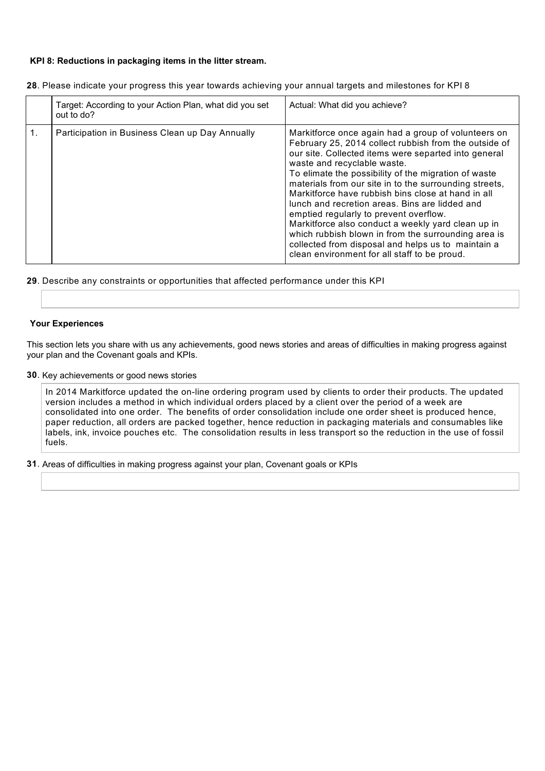**KPI 8: Reductions in packaging items in the litter stream.**

**28**. Please indicate your progress this year towards achieving your annual targets and milestones for KPI 8

| | Target: According to your Action Plan, what did you set out to do? | Actual: What did you achieve? |
|---|---|---|
| 1. | Participation in Business Clean up Day Annually | Markitforce once again had a group of volunteers on February 25, 2014 collect rubbish from the outside of our site. Collected items were separted into general waste and recyclable waste.<br>To elimate the possibility of the migration of waste materials from our site in to the surrounding streets, Markitforce have rubbish bins close at hand in all lunch and recretion areas. Bins are lidded and emptied regularly to prevent overflow.<br>Markitforce also conduct a weekly yard clean up in which rubbish blown in from the surrounding area is collected from disposal and helps us to maintain a clean environment for all staff to be proud. |

**29**. Describe any constraints or opportunities that affected performance under this KPI

**Your Experiences**

This section lets you share with us any achievements, good news stories and areas of difficulties in making progress against your plan and the Covenant goals and KPIs.

**30**. Key achievements or good news stories

In 2014 Markitforce updated the on-line ordering program used by clients to order their products. The updated version includes a method in which individual orders placed by a client over the period of a week are consolidated into one order. The benefits of order consolidation include one order sheet is produced hence, paper reduction, all orders are packed together, hence reduction in packaging materials and consumables like labels, ink, invoice pouches etc. The consolidation results in less transport so the reduction in the use of fossil fuels.

**31**. Areas of difficulties in making progress against your plan, Covenant goals or KPIs